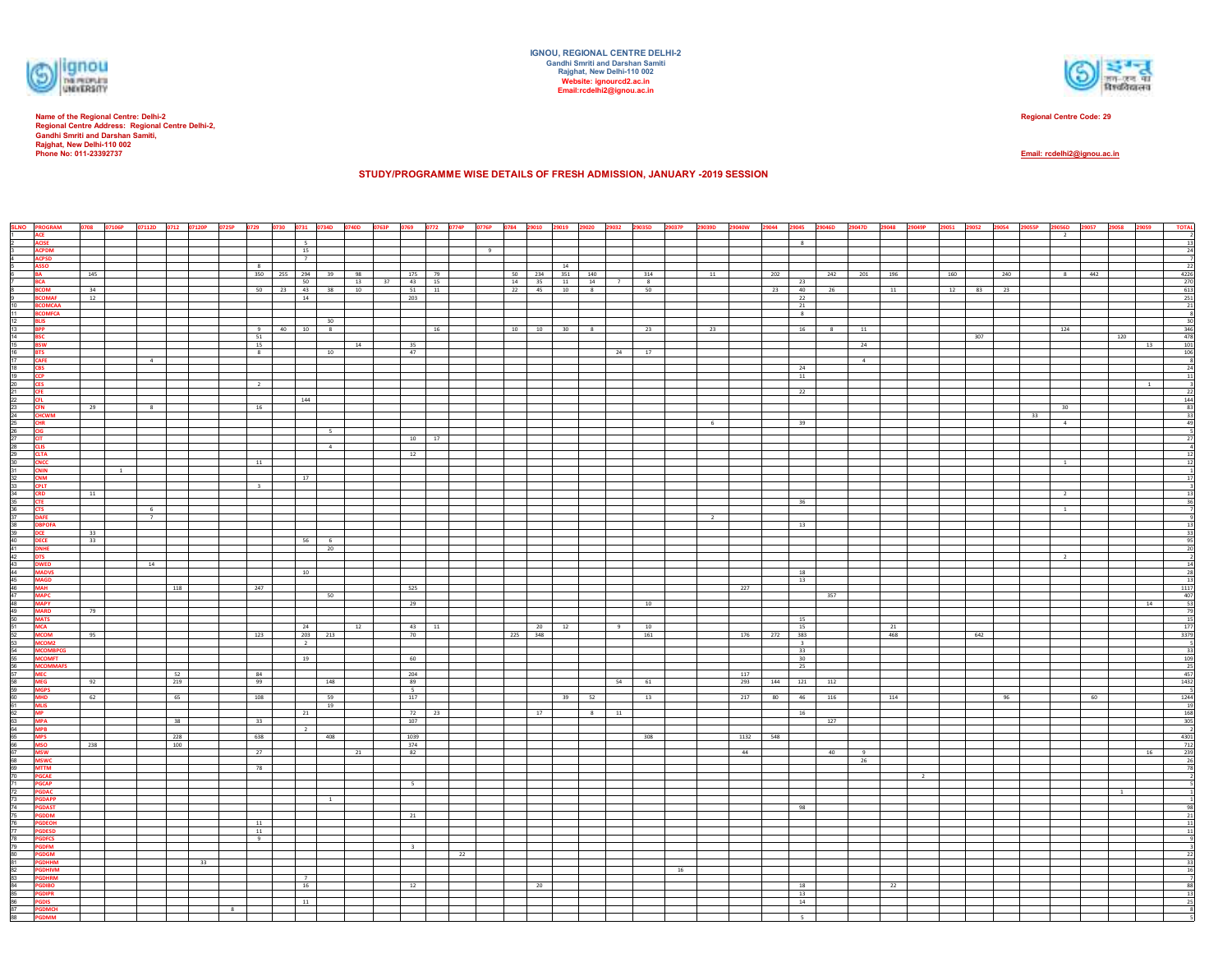**IGNOU, REGIONAL CENTRE DELHI-2**
**Gandhi Smriti and Darshan Samiti**
**Rajghat, New Delhi-110 002**
**Website: ignourcd2.ac.in**
**Email:rcdelhi2@ignou.ac.in**

**Name of the Regional Centre: Delhi-2**
**Regional Centre Address: Regional Centre Delhi-2,**
**Gandhi Smriti and Darshan Samiti,**
**Rajghat, New Delhi-110 002**
**Phone No: 011-23392737**

**Regional Centre Code: 29**

**Email: rcdelhi2@ignou.ac.in**

## STUDY/PROGRAMME WISE DETAILS OF FRESH ADMISSION, JANUARY -2019 SESSION

| SLNO | PROGRAM | 0708 | 07106P | 07112D | 0712 | 07120P | 0725P | 0729 | 0730 | 0731 | 0734D | 0740D | 0763P | 0769 | 0772 | 0774P | 0776P | 0784 | 29010 | 29019 | 29020 | 29032 | 29035D | 29037P | 29039D | 29040W | 29044 | 29045 | 29046D | 29047D | 29048 | 29049P | 29051 | 29052 | 29054 | 29055P | 29056D | 29057 | 29058 | 29059 | TOTAL |
|---|---|---|---|---|---|---|---|---|---|---|---|---|---|---|---|---|---|---|---|---|---|---|---|---|---|---|---|---|---|---|---|---|---|---|---|---|---|---|---|---|---|
| 1 | ACE | | | | | | | | | | | | | | | | | | | | | | | | | | | | | | | | | | | | 2 | | | | 2 |
| 2 | ACISE | | | | | | | | | 5 | | | | | | | | | | | | | | | | | | 8 | | | | | | | | | | | | | 13 |
| 3 | ACPDM | | | | | | | | | 15 | | | | | | | 9 | | | | | | | | | | | | | | | | | | | | | | | | 24 |
| 4 | ACPSD | | | | | | | | | 7 | | | | | | | | | | | | | | | | | | | | | | | | | | | | | | | 7 |
| 5 | ASSO | | | | | | | 8 | | | | | | | | | | | | 14 | | | | | | | | | | | | | | | | | | | | | 22 |
| 6 | BA | 145 | | | | | | 350 | 255 | 294 | 39 | 98 | | 175 | 79 | | | 50 | 234 | 351 | 140 | | 314 | | 11 | | 202 | | 242 | 201 | 196 | | 160 | | 240 | | 8 | 442 | | | 4226 |
| 7 | BCA | | | | | | | | | 50 | | 13 | 37 | 43 | 15 | | | 14 | 35 | 11 | 14 | 7 | 8 | | | | | 23 | | | | | | | | | | | | | 270 |
| 8 | BCOM | 34 | | | | | | 50 | 23 | 43 | 38 | 10 | | 51 | 11 | | | 22 | 45 | 10 | 8 | | 50 | | | | 23 | 40 | 26 | | 11 | | 12 | 83 | 23 | | | | | | 613 |
| 9 | BCOMAF | 12 | | | | | | | | 14 | | | | 203 | | | | | | | | | | | | | | 22 | | | | | | | | | | | | | 251 |
| 10 | BCOMCAA | | | | | | | | | | | | | | | | | | | | | | | | | | | 21 | | | | | | | | | | | | | 21 |
| 11 | BCOMFCA | | | | | | | | | | | | | | | | | | | | | | | | | | | 8 | | | | | | | | | | | | | 8 |
| 12 | BLIS | | | | | | | | | | 30 | | | | | | | | | | | | | | | | | | | | | | | | | | | | | | 30 |
| 13 | BPP | | | | | | | 9 | 40 | 10 | 8 | | | | 16 | | | 10 | 10 | 30 | 8 | | 23 | | 23 | | | 16 | 8 | 11 | | | | | | | 124 | | | | 346 |
| 14 | BSC | | | | | | | 51 | | | | | | | | | | | | | | | | | | | | | | | | | | 307 | | | | | 120 | | 478 |
| 15 | BSW | | | | | | | 15 | | | | 14 | | 35 | | | | | | | | | | | | | | | | 24 | | | | | | | | | | 13 | 101 |
| 16 | BTS | | | | | | | 8 | | | 10 | | | 47 | | | | | | | | 24 | 17 | | | | | | | | | | | | | | | | | | 106 |
| 17 | CAFE | | | 4 | | | | | | | | | | | | | | | | | | | | | | | | | | 4 | | | | | | | | | | | 8 |
| 18 | CBS | | | | | | | | | | | | | | | | | | | | | | | | | | | 24 | | | | | | | | | | | | | 24 |
| 19 | CCP | | | | | | | | | | | | | | | | | | | | | | | | | | | 11 | | | | | | | | | | | | | 11 |
| 20 | CES | | | | | | | 2 | | | | | | | | | | | | | | | | | | | | | | | | | | | | | | | | 1 | 3 |
| 21 | CFE | | | | | | | | | | | | | | | | | | | | | | | | | | | 22 | | | | | | | | | | | | | 22 |
| 22 | CFL | | | | | | | | | 144 | | | | | | | | | | | | | | | | | | | | | | | | | | | | | | | 144 |
| 23 | CFN | 29 | | 8 | | | | 16 | | | | | | | | | | | | | | | | | | | | | | | | | | | | | 30 | | | | 83 |
| 24 | CHCWM | | | | | | | | | | | | | | | | | | | | | | | | | | | | | | | | | | | 33 | | | | | 33 |
| 25 | CHR | | | | | | | | | | | | | | | | | | | | | | | | 6 | | | 39 | | | | | | | | | 4 | | | | 49 |
| 26 | CIG | | | | | | | | | | 5 | | | | | | | | | | | | | | | | | | | | | | | | | | | | | | 5 |
| 27 | CIT | | | | | | | | | | | | | 10 | 17 | | | | | | | | | | | | | | | | | | | | | | | | | | 27 |
| 28 | CLIS | | | | | | | | | | 4 | | | | | | | | | | | | | | | | | | | | | | | | | | | | | | 4 |
| 29 | CLTA | | | | | | | | | | | | | 12 | | | | | | | | | | | | | | | | | | | | | | | | | | | 12 |
| 30 | CNCC | | | | | | | 11 | | | | | | | | | | | | | | | | | | | | | | | | | | | | | 1 | | | | 12 |
| 31 | CNIN | | 1 | | | | | | | | | | | | | | | | | | | | | | | | | | | | | | | | | | | | | | 1 |
| 32 | CNM | | | | | | | | | 17 | | | | | | | | | | | | | | | | | | | | | | | | | | | | | | | 17 |
| 33 | CPLT | | | | | | | 3 | | | | | | | | | | | | | | | | | | | | | | | | | | | | | | | | | 3 |
| 34 | CRD | 11 | | | | | | | | | | | | | | | | | | | | | | | | | | | | | | | | | | | 2 | | | | 13 |
| 35 | CTE | | | | | | | | | | | | | | | | | | | | | | | | | | | 36 | | | | | | | | | | | | | 36 |
| 36 | CTS | | | 6 | | | | | | | | | | | | | | | | | | | | | | | | | | | | | | | | | 1 | | | | 7 |
| 37 | DAFE | | | 7 | | | | | | | | | | | | | | | | | | | | | 2 | | | | | | | | | | | | | | | | 9 |
| 38 | DBPOFA | | | | | | | | | | | | | | | | | | | | | | | | | | | 13 | | | | | | | | | | | | | 13 |
| 39 | DCE | 33 | | | | | | | | | | | | | | | | | | | | | | | | | | | | | | | | | | | | | | | 33 |
| 40 | DECE | 33 | | | | | | | | 56 | 6 | | | | | | | | | | | | | | | | | | | | | | | | | | | | | | 95 |
| 41 | DNHE | | | | | | | | | | 20 | | | | | | | | | | | | | | | | | | | | | | | | | | | | | | 20 |
| 42 | DTS | | | | | | | | | | | | | | | | | | | | | | | | | | | | | | | | | | | | 2 | | | | 2 |
| 43 | DWED | | | 14 | | | | | | | | | | | | | | | | | | | | | | | | | | | | | | | | | | | | | 14 |
| 44 | MADVS | | | | | | | | | 10 | | | | | | | | | | | | | | | | | | 18 | | | | | | | | | | | | | 28 |
| 45 | MAGD | | | | | | | | | | | | | | | | | | | | | | | | | | | 13 | | | | | | | | | | | | | 13 |
| 46 | MAH | | | | 118 | | | 247 | | | | | | 525 | | | | | | | | | | | | 227 | | | | | | | | | | | | | | | 1117 |
| 47 | MAPC | | | | | | | | | | 50 | | | | | | | | | | | | | | | | | | 357 | | | | | | | | | | | | 407 |
| 48 | MAPY | | | | | | | | | | | | | 29 | | | | | | | | | 10 | | | | | | | | | | | | | | | | | 14 | 53 |
| 49 | MARD | 79 | | | | | | | | | | | | | | | | | | | | | | | | | | | | | | | | | | | | | | | 79 |
| 50 | MATS | | | | | | | | | | | | | | | | | | | | | | | | | | | 15 | | | | | | | | | | | | | 15 |
| 51 | MCA | | | | | | | | | 24 | | 12 | | 43 | 11 | | | | 20 | 12 | | 9 | 10 | | | | | 15 | | | 21 | | | | | | | | | | 177 |
| 52 | MCOM | 95 | | | | | | 123 | | 203 | 213 | | | 70 | | | | 225 | 348 | | | | 161 | | | 176 | 272 | 383 | | | 468 | | | 642 | | | | | | | 3379 |
| 53 | MCOM2 | | | | | | | | | 2 | | | | | | | | | | | | | | | | | | 3 | | | | | | | | | | | | | 5 |
| 54 | MCOMBPCG | | | | | | | | | | | | | | | | | | | | | | | | | | | 33 | | | | | | | | | | | | | 33 |
| 55 | MCOMFT | | | | | | | | | 19 | | | | 60 | | | | | | | | | | | | | | 30 | | | | | | | | | | | | | 109 |
| 56 | MCOMMAFS | | | | | | | | | | | | | | | | | | | | | | | | | | | 25 | | | | | | | | | | | | | 25 |
| 57 | MEC | | | | 52 | | | 84 | | | | | | 204 | | | | | | | | | | | | 117 | | | | | | | | | | | | | | | 457 |
| 58 | MEG | 92 | | | 219 | | | 99 | | | 148 | | | 89 | | | | | | | | 54 | 61 | | | 293 | 144 | 121 | 112 | | | | | | | | | | | | 1432 |
| 59 | MGPS | | | | | | | | | | | | | 5 | | | | | | | | | | | | | | | | | | | | | | | | | | | 5 |
| 60 | MHD | 62 | | | 65 | | | 108 | | | 59 | | | 117 | | | | | | 39 | 52 | | 13 | | | 217 | 80 | 46 | 116 | | 114 | | | | 96 | | | 60 | | | 1244 |
| 61 | MLIS | | | | | | | | | | 19 | | | | | | | | | | | | | | | | | | | | | | | | | | | | | | 19 |
| 62 | MP | | | | | | | | | 21 | | | | 72 | 23 | | | | 17 | | 8 | 11 | | | | | | 16 | | | | | | | | | | | | | 168 |
| 63 | MPA | | | | 38 | | | 33 | | | | | | 107 | | | | | | | | | | | | | | | 127 | | | | | | | | | | | | 305 |
| 64 | MPB | | | | | | | | | 2 | | | | | | | | | | | | | | | | | | | | | | | | | | | | | | | 2 |
| 65 | MPS | | | | 228 | | | 638 | | | 408 | | | 1039 | | | | | | | | | 308 | | | 1132 | 548 | | | | | | | | | | | | | | 4301 |
| 66 | MSO | 238 | | | 100 | | | | | | | | | 374 | | | | | | | | | | | | | | | | | | | | | | | | | | | 712 |
| 67 | MSW | | | | | | | 27 | | | | 21 | | 82 | | | | | | | | | | | | 44 | | | 40 | 9 | | | | | | | | | | 16 | 239 |
| 68 | MSWC | | | | | | | | | | | | | | | | | | | | | | | | | | | | | 26 | | | | | | | | | | | 26 |
| 69 | MTTM | | | | | | | 78 | | | | | | | | | | | | | | | | | | | | | | | | | | | | | | | | | 78 |
| 70 | PGCAE | | | | | | | | | | | | | | | | | | | | | | | | | | | | | | | 2 | | | | | | | | | 2 |
| 71 | PGCAP | | | | | | | | | | | | | 5 | | | | | | | | | | | | | | | | | | | | | | | | | | | 5 |
| 72 | PGDAC | | | | | | | | | | | | | | | | | | | | | | | | | | | | | | | | | | | | | | 1 | | 1 |
| 73 | PGDAPP | | | | | | | | | | 1 | | | | | | | | | | | | | | | | | | | | | | | | | | | | | | 1 |
| 74 | PGDAST | | | | | | | | | | | | | | | | | | | | | | | | | | | 98 | | | | | | | | | | | | | 98 |
| 75 | PGDDM | | | | | | | | | | | | | 21 | | | | | | | | | | | | | | | | | | | | | | | | | | | 21 |
| 76 | PGDEOH | | | | | | | 11 | | | | | | | | | | | | | | | | | | | | | | | | | | | | | | | | | 11 |
| 77 | PGDESD | | | | | | | 11 | | | | | | | | | | | | | | | | | | | | | | | | | | | | | | | | | 11 |
| 78 | PGDFCS | | | | | | | 9 | | | | | | | | | | | | | | | | | | | | | | | | | | | | | | | | | 9 |
| 79 | PGDFM | | | | | | | | | | | | | 3 | | | | | | | | | | | | | | | | | | | | | | | | | | | 3 |
| 80 | PGDGM | | | | | | | | | | | | | | | 22 | | | | | | | | | | | | | | | | | | | | | | | | | 22 |
| 81 | PGDHHM | | | | | 33 | | | | | | | | | | | | | | | | | | | | | | | | | | | | | | | | | | | 33 |
| 82 | PGDHIVM | | | | | | | | | | | | | | | | | | | | | | | 16 | | | | | | | | | | | | | | | | | 16 |
| 83 | PGDHRM | | | | | | | | | 7 | | | | | | | | | | | | | | | | | | | | | | | | | | | | | | | 7 |
| 84 | PGDIBO | | | | | | | | | 16 | | | | 12 | | | | | 20 | | | | | | | | | 18 | | | 22 | | | | | | | | | | 88 |
| 85 | PGDIPR | | | | | | | | | | | | | | | | | | | | | | | | | | | 13 | | | | | | | | | | | | | 13 |
| 86 | PGDIS | | | | | | | | | 11 | | | | | | | | | | | | | | | | | | 14 | | | | | | | | | | | | | 25 |
| 87 | PGDMCH | | | | | | 8 | | | | | | | | | | | | | | | | | | | | | | | | | | | | | | | | | | 8 |
| 88 | PGDMM | | | | | | | | | | | | | | | | | | | | | | | | | | | 5 | | | | | | | | | | | | | 5 |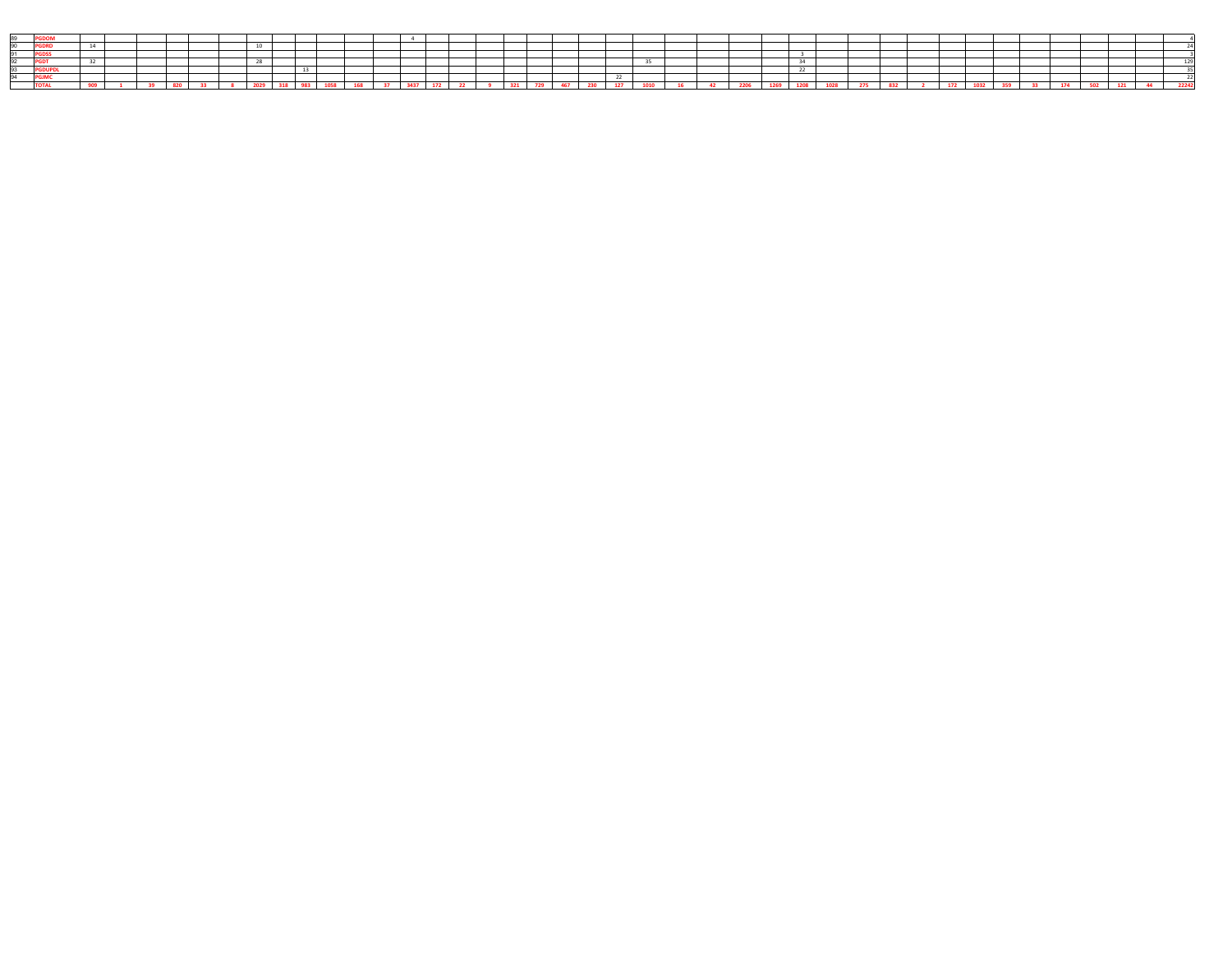| | | | | | | | | | | | | | | | | | | | | | | | | | | | | | | | | | | | | | | | | | |
|---|---|---|---|---|---|---|---|---|---|---|---|---|---|---|---|---|---|---|---|---|---|---|---|---|---|---|---|---|---|---|---|---|---|---|---|---|---|---|---|---|---|
| 89 | PGDOM | | | | | | | | | | | | | 4 | | | | | | | | | | | | | | | | | | | | | | | | | | | 4 |
| 90 | PGDRD | 14 | | | | | | 10 | | | | | | | | | | | | | | | | | | | | | | | | | | | | | | | | | 24 |
| 91 | PGDSS | | | | | | | | | | | | | | | | | | | | | | | | | | | 3 | | | | | | | | | | | | | 3 |
| 92 | PGDT | 32 | | | | | | 28 | | | | | | | | | | | | | | | 35 | | | | | 34 | | | | | | | | | | | | | 129 |
| 93 | PGDUPDL | | | | | | | | | 13 | | | | | | | | | | | | | | | | | | 22 | | | | | | | | | | | | | 35 |
| 94 | PGJMC | | | | | | | | | | | | | | | | | | | | | 22 | | | | | | | | | | | | | | | | | | | 22 |
| | TOTAL | 909 | 1 | 39 | 820 | 33 | 8 | 2029 | 318 | 983 | 1058 | 168 | 37 | 3437 | 172 | 22 | 9 | 321 | 729 | 467 | 230 | 127 | 1010 | 16 | 42 | 2206 | 1269 | 1208 | 1028 | 275 | 832 | 2 | 172 | 1032 | 359 | 33 | 174 | 502 | 121 | 44 | 22242 |